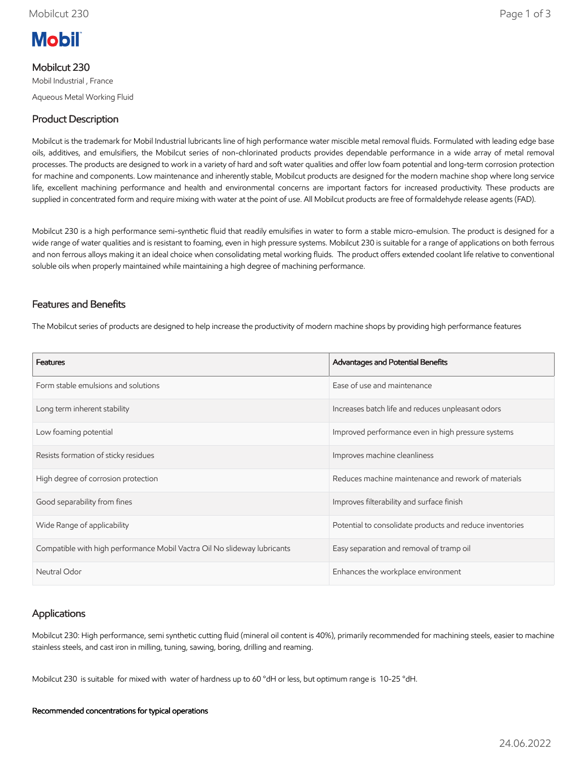# Mobilcut 230

Mobil Industrial , France

Aqueous Metal Working Fluid

## Product Description

Mobilcut is the trademark for Mobil Industrial lubricants line of high performance water miscible metal removal fluids. Formulated with leading edge base oils, additives, and emulsifiers, the Mobilcut series of non-chlorinated products provides dependable performance in a wide array of metal removal processes. The products are designed to work in a variety of hard and soft water qualities and offer low foam potential and long-term corrosion protection for machine and components. Low maintenance and inherently stable, Mobilcut products are designed for the modern machine shop where long service life, excellent machining performance and health and environmental concerns are important factors for increased productivity. These products are supplied in concentrated form and require mixing with water at the point of use. All Mobilcut products are free of formaldehyde release agents (FAD).

Mobilcut 230 is a high performance semi-synthetic fluid that readily emulsifies in water to form a stable micro-emulsion. The product is designed for a wide range of water qualities and is resistant to foaming, even in high pressure systems. Mobilcut 230 is suitable for a range of applications on both ferrous and non ferrous alloys making it an ideal choice when consolidating metal working fluids. The product offers extended coolant life relative to conventional soluble oils when properly maintained while maintaining a high degree of machining performance.

## Features and Benefits

The Mobilcut series of products are designed to help increase the productivity of modern machine shops by providing high performance features

| Features | Advantages and Potential Benefits |
|---|---|
| Form stable emulsions and solutions | Ease of use and maintenance |
| Long term inherent stability | Increases batch life and reduces unpleasant odors |
| Low foaming potential | Improved performance even in high pressure systems |
| Resists formation of sticky residues | Improves machine cleanliness |
| High degree of corrosion protection | Reduces machine maintenance and rework of materials |
| Good separability from fines | Improves filterability and surface finish |
| Wide Range of applicability | Potential to consolidate products and reduce inventories |
| Compatible with high performance Mobil Vactra Oil No slideway lubricants | Easy separation and removal of tramp oil |
| Neutral Odor | Enhances the workplace environment |

## Applications

Mobilcut 230: High performance, semi synthetic cutting fluid (mineral oil content is 40%), primarily recommended for machining steels, easier to machine stainless steels, and cast iron in milling, tuning, sawing, boring, drilling and reaming.

Mobilcut 230 is suitable for mixed with water of hardness up to 60 °dH or less, but optimum range is 10-25 °dH.

**Recommended concentrations for typical operations**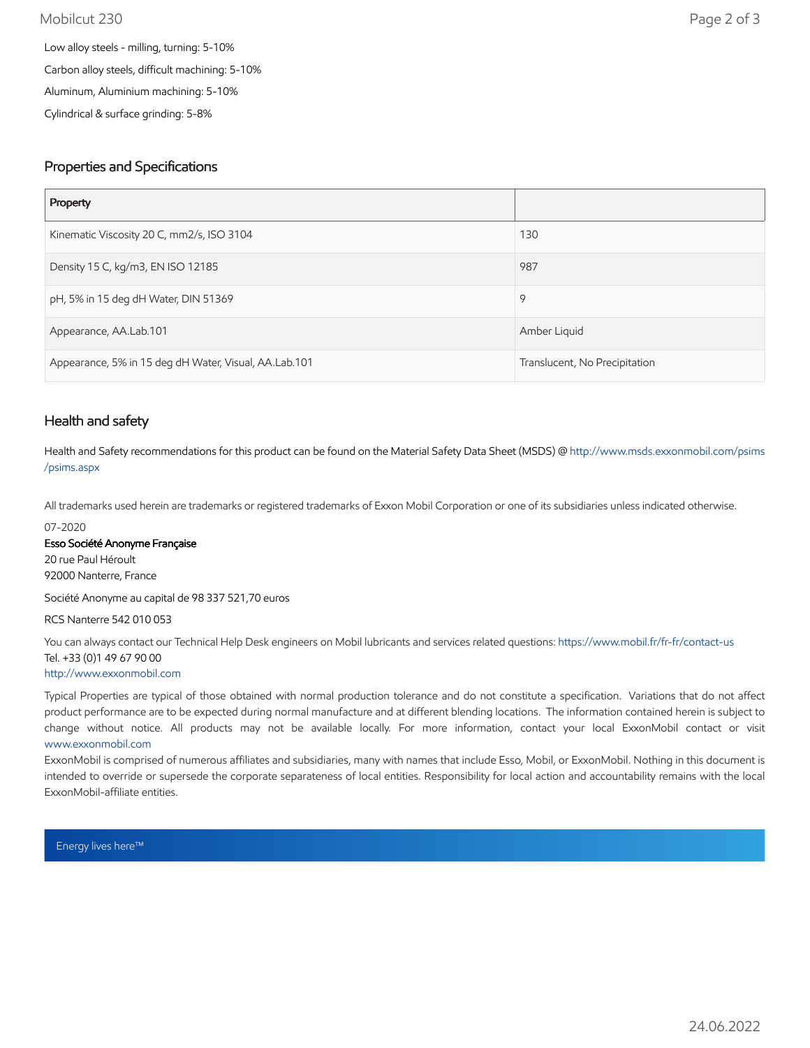Low alloy steels - milling, turning: 5-10%

Carbon alloy steels, difficult machining: 5-10%

Aluminum, Aluminium machining: 5-10%

Cylindrical & surface grinding: 5-8%

## Properties and Specifications

| Property | |
|---|---|
| Kinematic Viscosity 20 C, mm2/s, ISO 3104 | 130 |
| Density 15 C, kg/m3, EN ISO 12185 | 987 |
| pH, 5% in 15 deg dH Water, DIN 51369 | 9 |
| Appearance, AA.Lab.101 | Amber Liquid |
| Appearance, 5% in 15 deg dH Water, Visual, AA.Lab.101 | Translucent, No Precipitation |

## Health and safety

Health and Safety recommendations for this product can be found on the Material Safety Data Sheet (MSDS) @ http://www.msds.exxonmobil.com/psims/psims.aspx

All trademarks used herein are trademarks or registered trademarks of Exxon Mobil Corporation or one of its subsidiaries unless indicated otherwise.

07-2020

**Esso Société Anonyme Française**
20 rue Paul Héroult
92000 Nanterre, France

Société Anonyme au capital de 98 337 521,70 euros

RCS Nanterre 542 010 053

You can always contact our Technical Help Desk engineers on Mobil lubricants and services related questions: https://www.mobil.fr/fr-fr/contact-us
Tel. +33 (0)1 49 67 90 00
http://www.exxonmobil.com

Typical Properties are typical of those obtained with normal production tolerance and do not constitute a specification. Variations that do not affect product performance are to be expected during normal manufacture and at different blending locations. The information contained herein is subject to change without notice. All products may not be available locally. For more information, contact your local ExxonMobil contact or visit www.exxonmobil.com

ExxonMobil is comprised of numerous affiliates and subsidiaries, many with names that include Esso, Mobil, or ExxonMobil. Nothing in this document is intended to override or supersede the corporate separateness of local entities. Responsibility for local action and accountability remains with the local ExxonMobil-affiliate entities.

Energy lives here™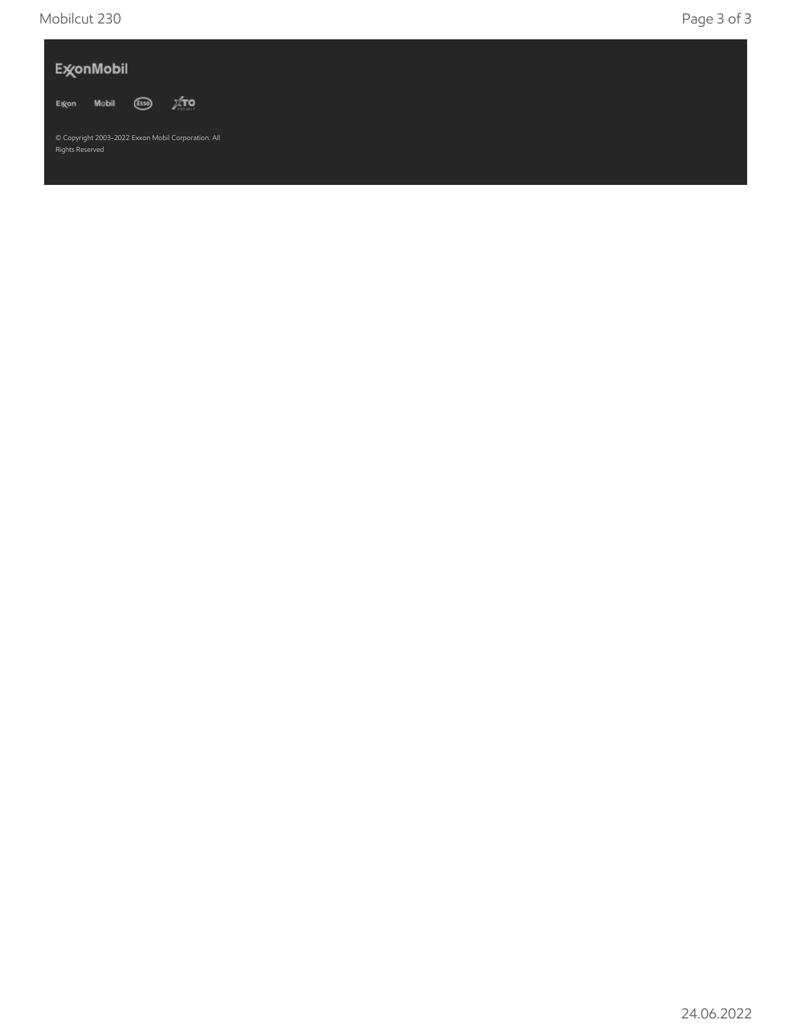ExxonMobil

Exxon Mobil Esso XTO

© Copyright 2003-2022 Exxon Mobil Corporation. All Rights Reserved